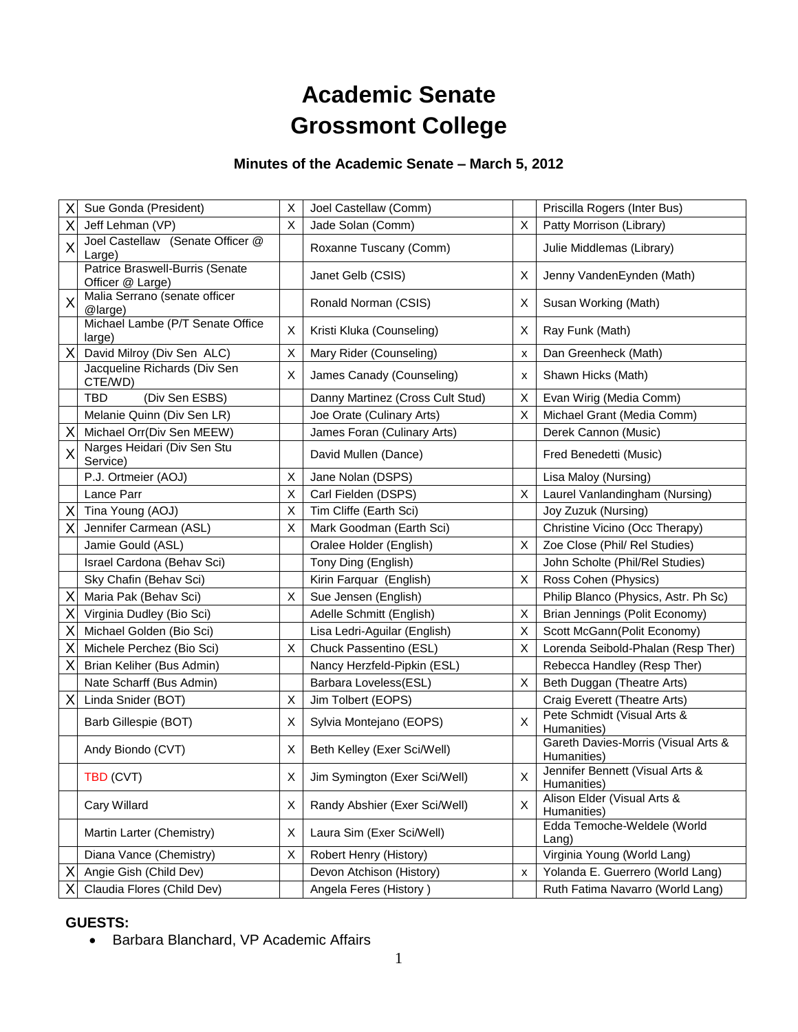# Academic Senate
# Grossmont College

### Minutes of the Academic Senate – March 5, 2012

| | | | | | |
|---|---|---|---|---|---|
| X | Sue Gonda (President) | X | Joel Castellaw (Comm) | | Priscilla Rogers (Inter Bus) |
| X | Jeff Lehman (VP) | X | Jade Solan (Comm) | X | Patty Morrison (Library) |
| X | Joel Castellaw (Senate Officer @ Large) | | Roxanne Tuscany (Comm) | | Julie Middlemas (Library) |
| | Patrice Braswell-Burris (Senate Officer @ Large) | | Janet Gelb (CSIS) | X | Jenny VandenEynden (Math) |
| X | Malia Serrano (senate officer @large) | | Ronald Norman (CSIS) | X | Susan Working (Math) |
| | Michael Lambe (P/T Senate Office large) | X | Kristi Kluka (Counseling) | X | Ray Funk (Math) |
| X | David Milroy (Div Sen ALC) | X | Mary Rider (Counseling) | x | Dan Greenheck (Math) |
| | Jacqueline Richards (Div Sen CTE/WD) | X | James Canady (Counseling) | x | Shawn Hicks (Math) |
| | TBD (Div Sen ESBS) | | Danny Martinez (Cross Cult Stud) | X | Evan Wirig (Media Comm) |
| | Melanie Quinn (Div Sen LR) | | Joe Orate (Culinary Arts) | X | Michael Grant (Media Comm) |
| X | Michael Orr(Div Sen MEEW) | | James Foran (Culinary Arts) | | Derek Cannon (Music) |
| X | Narges Heidari (Div Sen Stu Service) | | David Mullen (Dance) | | Fred Benedetti (Music) |
| | P.J. Ortmeier (AOJ) | X | Jane Nolan (DSPS) | | Lisa Maloy (Nursing) |
| | Lance Parr | X | Carl Fielden (DSPS) | X | Laurel Vanlandingham (Nursing) |
| X | Tina Young (AOJ) | X | Tim Cliffe (Earth Sci) | | Joy Zuzuk (Nursing) |
| X | Jennifer Carmean (ASL) | X | Mark Goodman (Earth Sci) | | Christine Vicino (Occ Therapy) |
| | Jamie Gould (ASL) | | Oralee Holder (English) | X | Zoe Close (Phil/ Rel Studies) |
| | Israel Cardona (Behav Sci) | | Tony Ding (English) | | John Scholte (Phil/Rel Studies) |
| | Sky Chafin (Behav Sci) | | Kirin Farquar (English) | X | Ross Cohen (Physics) |
| X | Maria Pak (Behav Sci) | X | Sue Jensen (English) | | Philip Blanco (Physics, Astr. Ph Sc) |
| X | Virginia Dudley (Bio Sci) | | Adelle Schmitt (English) | X | Brian Jennings (Polit Economy) |
| X | Michael Golden (Bio Sci) | | Lisa Ledri-Aguilar (English) | X | Scott McGann(Polit Economy) |
| X | Michele Perchez (Bio Sci) | X | Chuck Passentino (ESL) | X | Lorenda Seibold-Phalan (Resp Ther) |
| X | Brian Keliher (Bus Admin) | | Nancy Herzfeld-Pipkin (ESL) | | Rebecca Handley (Resp Ther) |
| | Nate Scharff (Bus Admin) | | Barbara Loveless(ESL) | X | Beth Duggan (Theatre Arts) |
| X | Linda Snider (BOT) | X | Jim Tolbert (EOPS) | | Craig Everett (Theatre Arts) |
| | Barb Gillespie (BOT) | X | Sylvia Montejano (EOPS) | X | Pete Schmidt (Visual Arts & Humanities) |
| | Andy Biondo (CVT) | X | Beth Kelley (Exer Sci/Well) | | Gareth Davies-Morris (Visual Arts & Humanities) |
| | TBD (CVT) | X | Jim Symington (Exer Sci/Well) | X | Jennifer Bennett (Visual Arts & Humanities) |
| | Cary Willard | X | Randy Abshier (Exer Sci/Well) | X | Alison Elder (Visual Arts & Humanities) |
| | Martin Larter (Chemistry) | X | Laura Sim (Exer Sci/Well) | | Edda Temoche-Weldele (World Lang) |
| | Diana Vance (Chemistry) | X | Robert Henry (History) | | Virginia Young (World Lang) |
| X | Angie Gish (Child Dev) | | Devon Atchison (History) | x | Yolanda E. Guerrero (World Lang) |
| X | Claudia Flores (Child Dev) | | Angela Feres (History ) | | Ruth Fatima Navarro (World Lang) |

**GUESTS:**

- Barbara Blanchard, VP Academic Affairs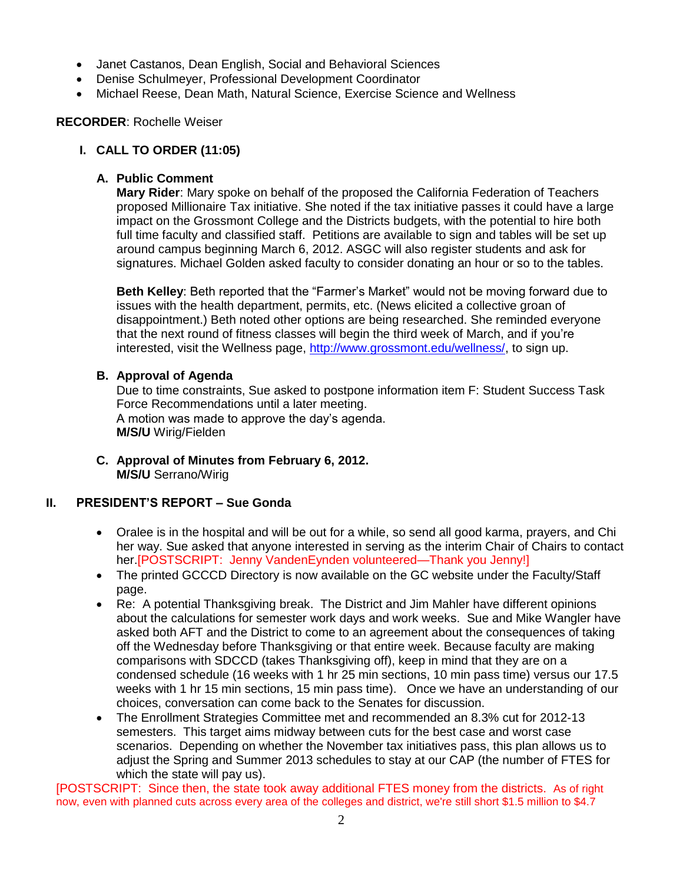- Janet Castanos, Dean English, Social and Behavioral Sciences
- Denise Schulmeyer, Professional Development Coordinator
- Michael Reese, Dean Math, Natural Science, Exercise Science and Wellness

**RECORDER**: Rochelle Weiser

## I. CALL TO ORDER (11:05)

### A. Public Comment

**Mary Rider**: Mary spoke on behalf of the proposed the California Federation of Teachers proposed Millionaire Tax initiative. She noted if the tax initiative passes it could have a large impact on the Grossmont College and the Districts budgets, with the potential to hire both full time faculty and classified staff. Petitions are available to sign and tables will be set up around campus beginning March 6, 2012. ASGC will also register students and ask for signatures. Michael Golden asked faculty to consider donating an hour or so to the tables.

**Beth Kelley**: Beth reported that the "Farmer's Market" would not be moving forward due to issues with the health department, permits, etc. (News elicited a collective groan of disappointment.) Beth noted other options are being researched. She reminded everyone that the next round of fitness classes will begin the third week of March, and if you're interested, visit the Wellness page, http://www.grossmont.edu/wellness/, to sign up.

### B. Approval of Agenda

Due to time constraints, Sue asked to postpone information item F: Student Success Task Force Recommendations until a later meeting.
A motion was made to approve the day's agenda.
**M/S/U** Wirig/Fielden

### C. Approval of Minutes from February 6, 2012.

**M/S/U** Serrano/Wirig

## II. PRESIDENT'S REPORT – Sue Gonda

- Oralee is in the hospital and will be out for a while, so send all good karma, prayers, and Chi her way. Sue asked that anyone interested in serving as the interim Chair of Chairs to contact her.[POSTSCRIPT: Jenny VandenEynden volunteered—Thank you Jenny!]
- The printed GCCCD Directory is now available on the GC website under the Faculty/Staff page.
- Re: A potential Thanksgiving break. The District and Jim Mahler have different opinions about the calculations for semester work days and work weeks. Sue and Mike Wangler have asked both AFT and the District to come to an agreement about the consequences of taking off the Wednesday before Thanksgiving or that entire week. Because faculty are making comparisons with SDCCD (takes Thanksgiving off), keep in mind that they are on a condensed schedule (16 weeks with 1 hr 25 min sections, 10 min pass time) versus our 17.5 weeks with 1 hr 15 min sections, 15 min pass time). Once we have an understanding of our choices, conversation can come back to the Senates for discussion.
- The Enrollment Strategies Committee met and recommended an 8.3% cut for 2012-13 semesters. This target aims midway between cuts for the best case and worst case scenarios. Depending on whether the November tax initiatives pass, this plan allows us to adjust the Spring and Summer 2013 schedules to stay at our CAP (the number of FTES for which the state will pay us).

[POSTSCRIPT: Since then, the state took away additional FTES money from the districts. As of right now, even with planned cuts across every area of the colleges and district, we're still short $1.5 million to $4.7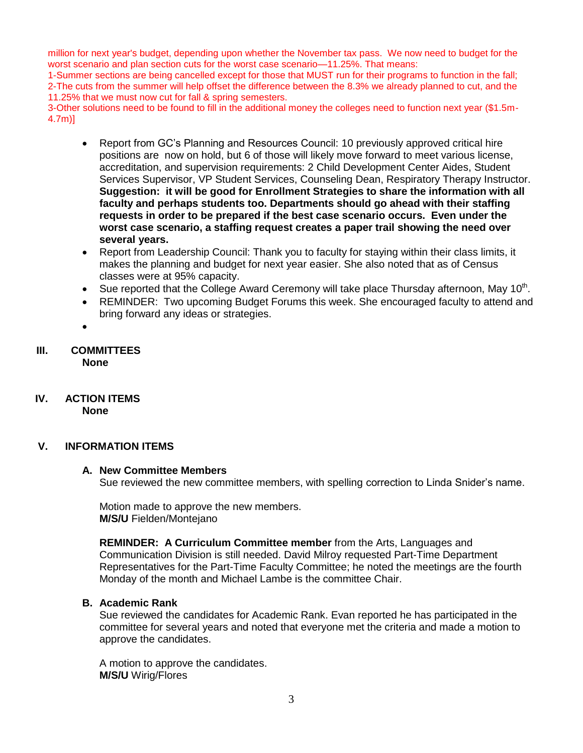million for next year's budget, depending upon whether the November tax pass. We now need to budget for the worst scenario and plan section cuts for the worst case scenario—11.25%. That means:
1-Summer sections are being cancelled except for those that MUST run for their programs to function in the fall;
2-The cuts from the summer will help offset the difference between the 8.3% we already planned to cut, and the 11.25% that we must now cut for fall & spring semesters.
3-Other solutions need to be found to fill in the additional money the colleges need to function next year ($1.5m-4.7m)]

- Report from GC's Planning and Resources Council: 10 previously approved critical hire positions are now on hold, but 6 of those will likely move forward to meet various license, accreditation, and supervision requirements: 2 Child Development Center Aides, Student Services Supervisor, VP Student Services, Counseling Dean, Respiratory Therapy Instructor. **Suggestion: it will be good for Enrollment Strategies to share the information with all faculty and perhaps students too. Departments should go ahead with their staffing requests in order to be prepared if the best case scenario occurs. Even under the worst case scenario, a staffing request creates a paper trail showing the need over several years.**
- Report from Leadership Council: Thank you to faculty for staying within their class limits, it makes the planning and budget for next year easier. She also noted that as of Census classes were at 95% capacity.
- Sue reported that the College Award Ceremony will take place Thursday afternoon, May 10th.
- REMINDER: Two upcoming Budget Forums this week. She encouraged faculty to attend and bring forward any ideas or strategies.
-

## III. COMMITTEES

**None**

## IV. ACTION ITEMS

**None**

## V. INFORMATION ITEMS

### A. New Committee Members

Sue reviewed the new committee members, with spelling correction to Linda Snider's name.

Motion made to approve the new members.
**M/S/U** Fielden/Montejano

**REMINDER: A Curriculum Committee member** from the Arts, Languages and Communication Division is still needed. David Milroy requested Part-Time Department Representatives for the Part-Time Faculty Committee; he noted the meetings are the fourth Monday of the month and Michael Lambe is the committee Chair.

### B. Academic Rank

Sue reviewed the candidates for Academic Rank. Evan reported he has participated in the committee for several years and noted that everyone met the criteria and made a motion to approve the candidates.

A motion to approve the candidates.
**M/S/U** Wirig/Flores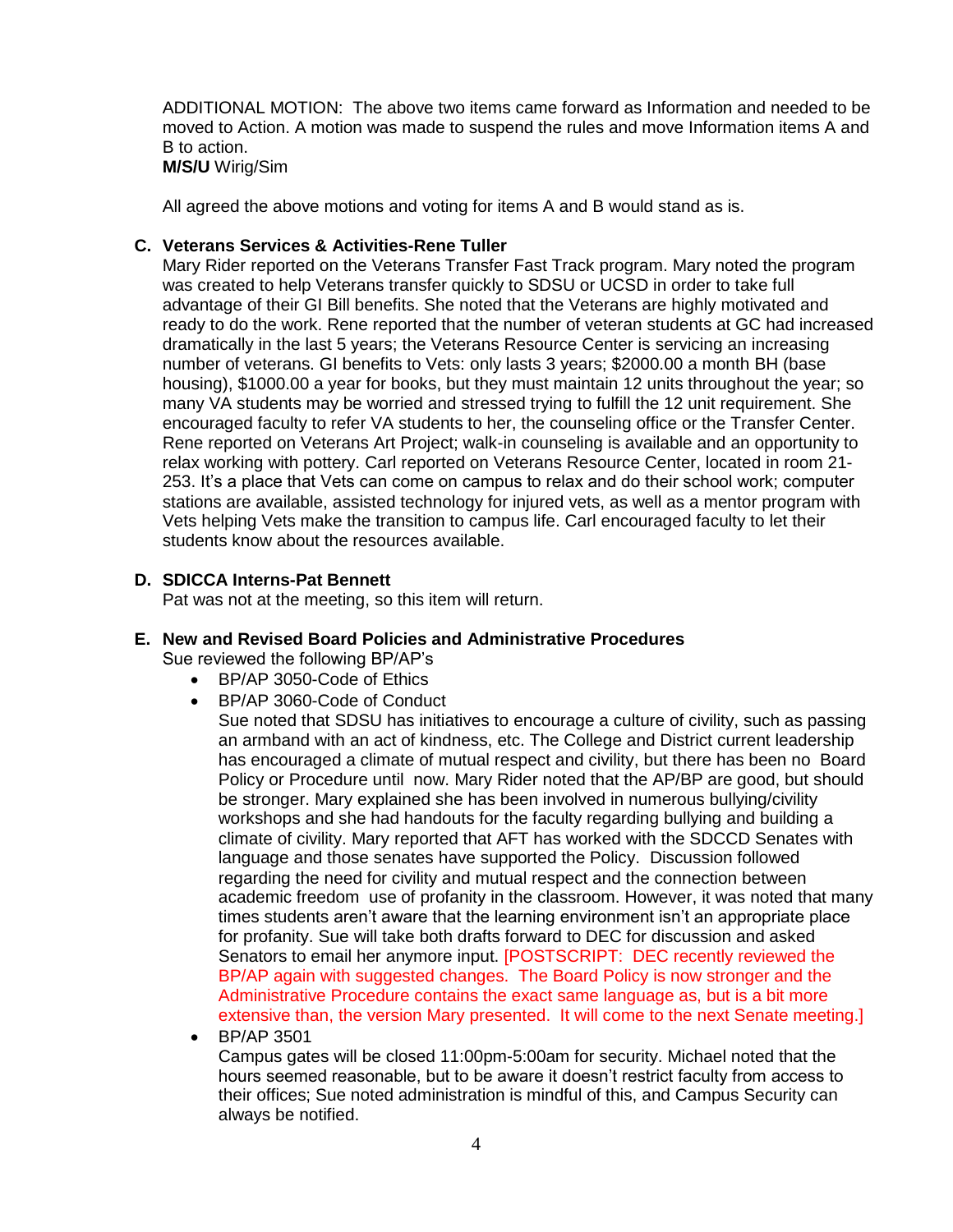ADDITIONAL MOTION: The above two items came forward as Information and needed to be moved to Action. A motion was made to suspend the rules and move Information items A and B to action.
**M/S/U** Wirig/Sim

All agreed the above motions and voting for items A and B would stand as is.

**C. Veterans Services & Activities-Rene Tuller**

Mary Rider reported on the Veterans Transfer Fast Track program. Mary noted the program was created to help Veterans transfer quickly to SDSU or UCSD in order to take full advantage of their GI Bill benefits. She noted that the Veterans are highly motivated and ready to do the work. Rene reported that the number of veteran students at GC had increased dramatically in the last 5 years; the Veterans Resource Center is servicing an increasing number of veterans. GI benefits to Vets: only lasts 3 years; $2000.00 a month BH (base housing), $1000.00 a year for books, but they must maintain 12 units throughout the year; so many VA students may be worried and stressed trying to fulfill the 12 unit requirement. She encouraged faculty to refer VA students to her, the counseling office or the Transfer Center. Rene reported on Veterans Art Project; walk-in counseling is available and an opportunity to relax working with pottery. Carl reported on Veterans Resource Center, located in room 21-253. It's a place that Vets can come on campus to relax and do their school work; computer stations are available, assisted technology for injured vets, as well as a mentor program with Vets helping Vets make the transition to campus life. Carl encouraged faculty to let their students know about the resources available.

**D. SDICCA Interns-Pat Bennett**

Pat was not at the meeting, so this item will return.

**E. New and Revised Board Policies and Administrative Procedures**

Sue reviewed the following BP/AP's

- BP/AP 3050-Code of Ethics
- BP/AP 3060-Code of Conduct

  Sue noted that SDSU has initiatives to encourage a culture of civility, such as passing an armband with an act of kindness, etc. The College and District current leadership has encouraged a climate of mutual respect and civility, but there has been no Board Policy or Procedure until now. Mary Rider noted that the AP/BP are good, but should be stronger. Mary explained she has been involved in numerous bullying/civility workshops and she had handouts for the faculty regarding bullying and building a climate of civility. Mary reported that AFT has worked with the SDCCD Senates with language and those senates have supported the Policy. Discussion followed regarding the need for civility and mutual respect and the connection between academic freedom use of profanity in the classroom. However, it was noted that many times students aren't aware that the learning environment isn't an appropriate place for profanity. Sue will take both drafts forward to DEC for discussion and asked Senators to email her anymore input. [POSTSCRIPT: DEC recently reviewed the BP/AP again with suggested changes. The Board Policy is now stronger and the Administrative Procedure contains the exact same language as, but is a bit more extensive than, the version Mary presented. It will come to the next Senate meeting.]

- BP/AP 3501

  Campus gates will be closed 11:00pm-5:00am for security. Michael noted that the hours seemed reasonable, but to be aware it doesn't restrict faculty from access to their offices; Sue noted administration is mindful of this, and Campus Security can always be notified.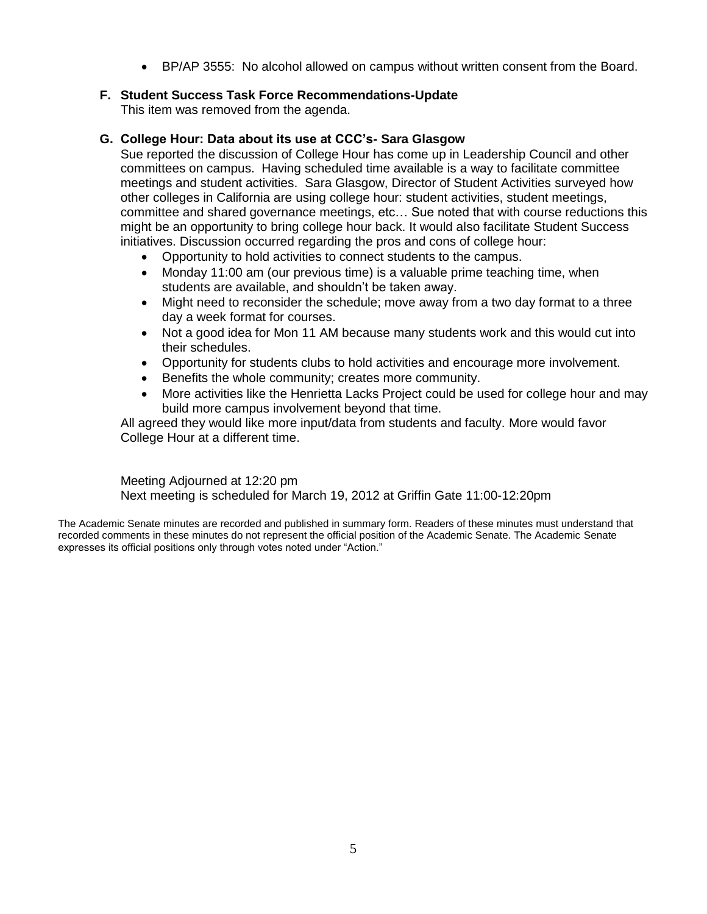- BP/AP 3555: No alcohol allowed on campus without written consent from the Board.

**F. Student Success Task Force Recommendations-Update**

This item was removed from the agenda.

**G. College Hour: Data about its use at CCC's- Sara Glasgow**

Sue reported the discussion of College Hour has come up in Leadership Council and other committees on campus. Having scheduled time available is a way to facilitate committee meetings and student activities. Sara Glasgow, Director of Student Activities surveyed how other colleges in California are using college hour: student activities, student meetings, committee and shared governance meetings, etc… Sue noted that with course reductions this might be an opportunity to bring college hour back. It would also facilitate Student Success initiatives. Discussion occurred regarding the pros and cons of college hour:

- Opportunity to hold activities to connect students to the campus.
- Monday 11:00 am (our previous time) is a valuable prime teaching time, when students are available, and shouldn't be taken away.
- Might need to reconsider the schedule; move away from a two day format to a three day a week format for courses.
- Not a good idea for Mon 11 AM because many students work and this would cut into their schedules.
- Opportunity for students clubs to hold activities and encourage more involvement.
- Benefits the whole community; creates more community.
- More activities like the Henrietta Lacks Project could be used for college hour and may build more campus involvement beyond that time.

All agreed they would like more input/data from students and faculty. More would favor College Hour at a different time.

Meeting Adjourned at 12:20 pm

Next meeting is scheduled for March 19, 2012 at Griffin Gate 11:00-12:20pm

The Academic Senate minutes are recorded and published in summary form. Readers of these minutes must understand that recorded comments in these minutes do not represent the official position of the Academic Senate. The Academic Senate expresses its official positions only through votes noted under "Action."